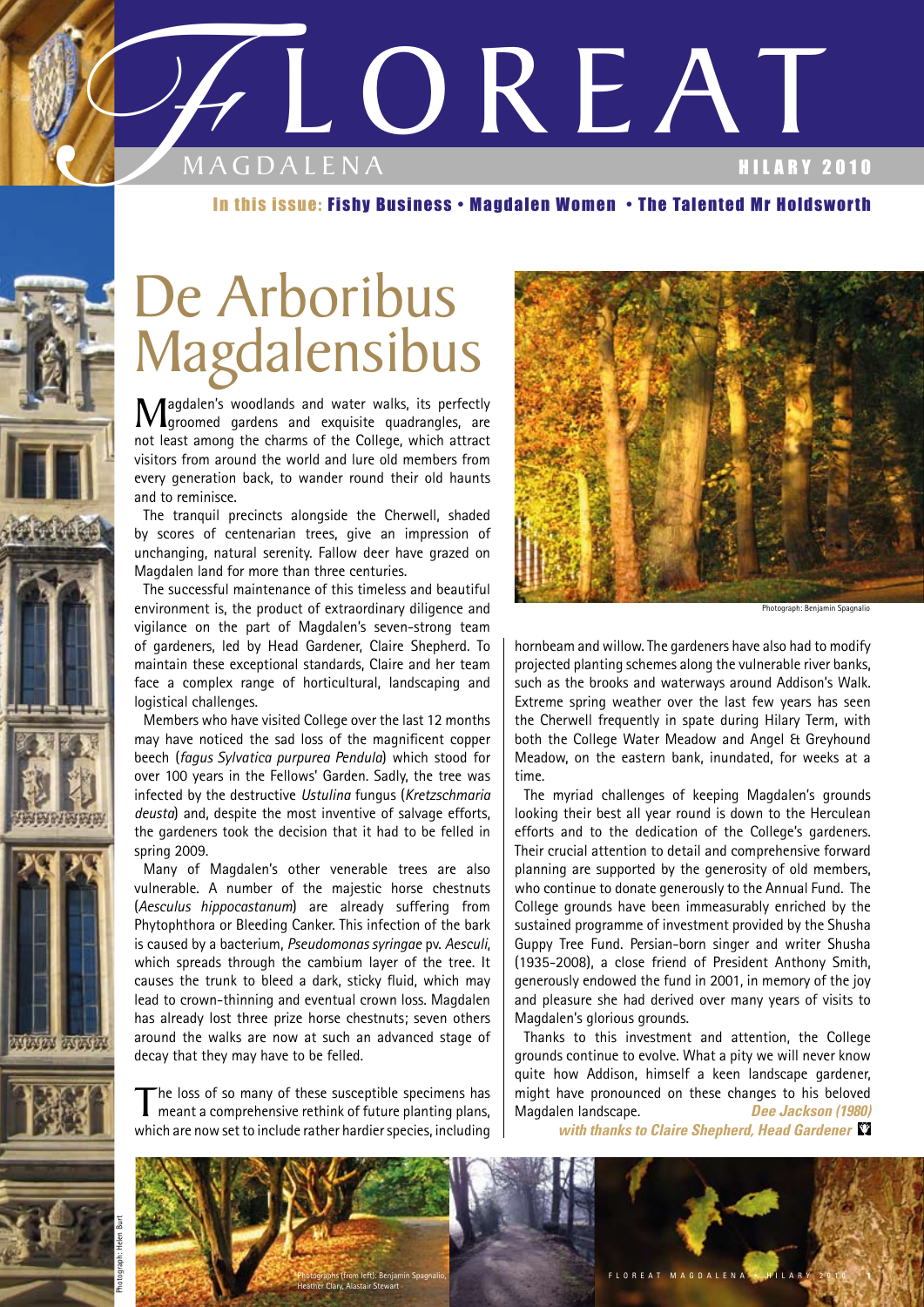# FLOREAT MAGDALENA

HILARY 2010

**In this issue: Fishy Business • Magdalen Women • The Talented Mr Holdsworth**

## De Arboribus Magdalensibus

Magdalen's woodlands and water walks, its perfectly groomed gardens and exquisite quadrangles, are not least among the charms of the College, which attract visitors from around the world and lure old members from every generation back, to wander round their old haunts and to reminisce.

The tranquil precincts alongside the Cherwell, shaded by scores of centenarian trees, give an impression of unchanging, natural serenity. Fallow deer have grazed on Magdalen land for more than three centuries.

The successful maintenance of this timeless and beautiful environment is, the product of extraordinary diligence and vigilance on the part of Magdalen's seven-strong team of gardeners, led by Head Gardener, Claire Shepherd. To maintain these exceptional standards, Claire and her team face a complex range of horticultural, landscaping and logistical challenges.

Members who have visited College over the last 12 months may have noticed the sad loss of the magnificent copper beech (*fagus Sylvatica purpurea Pendula*) which stood for over 100 years in the Fellows' Garden. Sadly, the tree was infected by the destructive *Ustulina* fungus (*Kretzschmaria deusta*) and, despite the most inventive of salvage efforts, the gardeners took the decision that it had to be felled in spring 2009.

Many of Magdalen's other venerable trees are also vulnerable. A number of the majestic horse chestnuts (*Aesculus hippocastanum*) are already suffering from Phytophthora or Bleeding Canker. This infection of the bark is caused by a bacterium, *Pseudomonas syringae* pv. *Aesculi*, which spreads through the cambium layer of the tree. It causes the trunk to bleed a dark, sticky fluid, which may lead to crown-thinning and eventual crown loss. Magdalen has already lost three prize horse chestnuts; seven others around the walks are now at such an advanced stage of decay that they may have to be felled.

The loss of so many of these susceptible specimens has meant a comprehensive rethink of future planting plans, which are now set to include rather hardier species, including hornbeam and willow. The gardeners have also had to modify projected planting schemes along the vulnerable river banks, such as the brooks and waterways around Addison's Walk. Extreme spring weather over the last few years has seen the Cherwell frequently in spate during Hilary Term, with both the College Water Meadow and Angel & Greyhound Meadow, on the eastern bank, inundated, for weeks at a time.

Photograph: Benjamin Spagnalio

The myriad challenges of keeping Magdalen's grounds looking their best all year round is down to the Herculean efforts and to the dedication of the College's gardeners. Their crucial attention to detail and comprehensive forward planning are supported by the generosity of old members, who continue to donate generously to the Annual Fund. The College grounds have been immeasurably enriched by the sustained programme of investment provided by the Shusha Guppy Tree Fund. Persian-born singer and writer Shusha (1935-2008), a close friend of President Anthony Smith, generously endowed the fund in 2001, in memory of the joy and pleasure she had derived over many years of visits to Magdalen's glorious grounds.

Thanks to this investment and attention, the College grounds continue to evolve. What a pity we will never know quite how Addison, himself a keen landscape gardener, might have pronounced on these changes to his beloved Magdalen landscape.

***Dee Jackson (1980)***
***with thanks to Claire Shepherd, Head Gardener***

Photograph: Helen Burt

Photographs (from left): Benjamin Spagnalio, Heather Clary, Alastair Stewart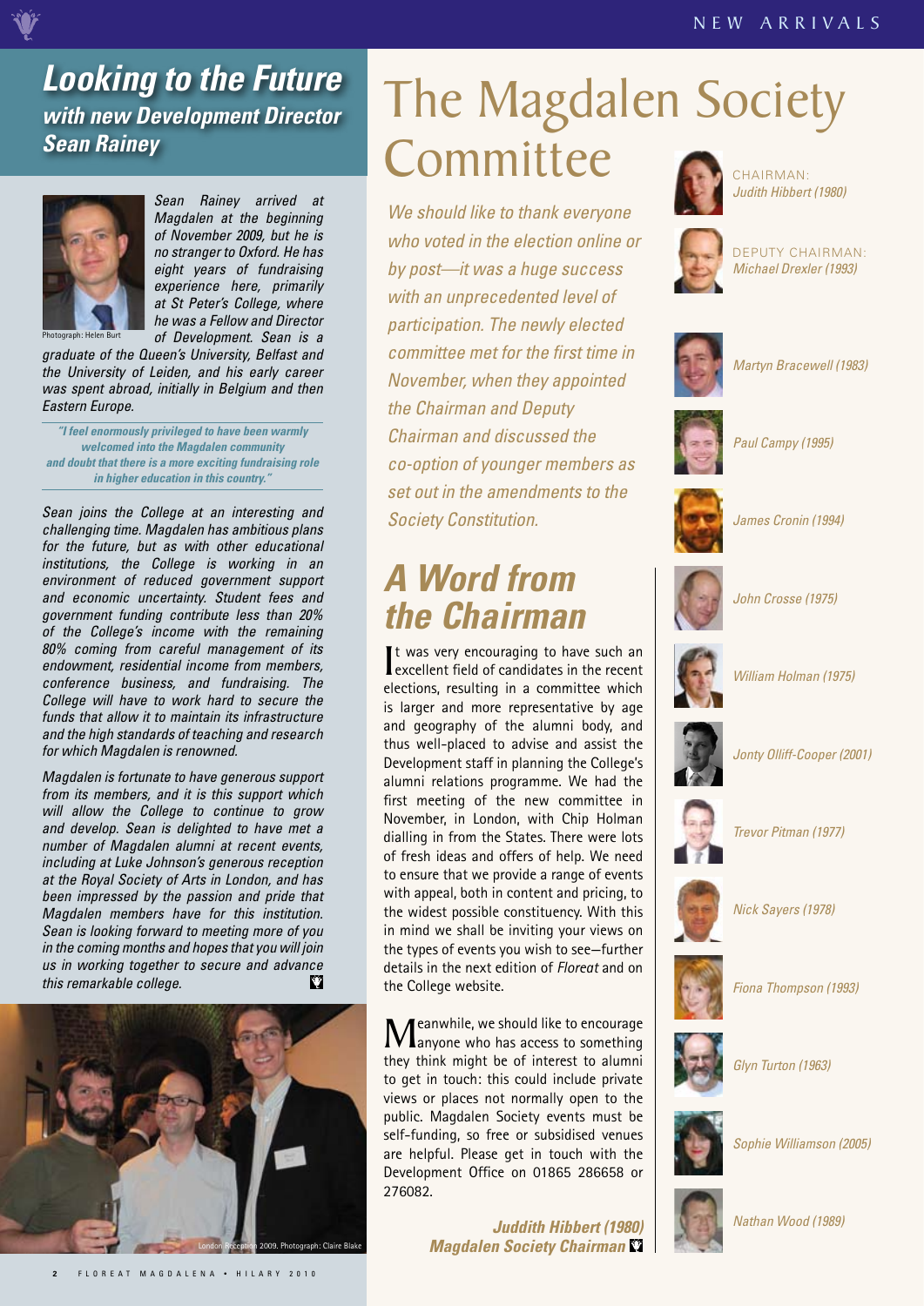## Looking to the Future
### with new Development Director Sean Rainey

Photograph: Helen Burt

*Sean Rainey arrived at Magdalen at the beginning of November 2009, but he is no stranger to Oxford. He has eight years of fundraising experience here, primarily at St Peter's College, where he was a Fellow and Director of Development. Sean is a graduate of the Queen's University, Belfast and the University of Leiden, and his early career was spent abroad, initially in Belgium and then Eastern Europe.*

***"I feel enormously privileged to have been warmly welcomed into the Magdalen community and doubt that there is a more exciting fundraising role in higher education in this country."***

*Sean joins the College at an interesting and challenging time. Magdalen has ambitious plans for the future, but as with other educational institutions, the College is working in an environment of reduced government support and economic uncertainty. Student fees and government funding contribute less than 20% of the College's income with the remaining 80% coming from careful management of its endowment, residential income from members, conference business, and fundraising. The College will have to work hard to secure the funds that allow it to maintain its infrastructure and the high standards of teaching and research for which Magdalen is renowned.*

*Magdalen is fortunate to have generous support from its members, and it is this support which will allow the College to continue to grow and develop. Sean is delighted to have met a number of Magdalen alumni at recent events, including at Luke Johnson's generous reception at the Royal Society of Arts in London, and has been impressed by the passion and pride that Magdalen members have for this institution. Sean is looking forward to meeting more of you in the coming months and hopes that you will join us in working together to secure and advance this remarkable college.*

London Reception 2009. Photograph: Claire Blake

# The Magdalen Society Committee

*We should like to thank everyone who voted in the election online or by post—it was a huge success with an unprecedented level of participation. The newly elected committee met for the first time in November, when they appointed the Chairman and Deputy Chairman and discussed the co-option of younger members as set out in the amendments to the Society Constitution.*

## A Word from the Chairman

It was very encouraging to have such an excellent field of candidates in the recent elections, resulting in a committee which is larger and more representative by age and geography of the alumni body, and thus well-placed to advise and assist the Development staff in planning the College's alumni relations programme. We had the first meeting of the new committee in November, in London, with Chip Holman dialling in from the States. There were lots of fresh ideas and offers of help. We need to ensure that we provide a range of events with appeal, both in content and pricing, to the widest possible constituency. With this in mind we shall be inviting your views on the types of events you wish to see—further details in the next edition of *Floreat* and on the College website.

Meanwhile, we should like to encourage anyone who has access to something they think might be of interest to alumni to get in touch: this could include private views or places not normally open to the public. Magdalen Society events must be self-funding, so free or subsidised venues are helpful. Please get in touch with the Development Office on 01865 286658 or 276082.

***Juddith Hibbert (1980)***
***Magdalen Society Chairman***

CHAIRMAN: *Judith Hibbert (1980)*

DEPUTY CHAIRMAN: *Michael Drexler (1993)*

*Martyn Bracewell (1983)*

*Paul Campy (1995)*

*James Cronin (1994)*

*John Crosse (1975)*

*William Holman (1975)*

*Jonty Olliff-Cooper (2001)*

*Trevor Pitman (1977)*

*Nick Sayers (1978)*

*Fiona Thompson (1993)*

*Glyn Turton (1963)*

*Sophie Williamson (2005)*

*Nathan Wood (1989)*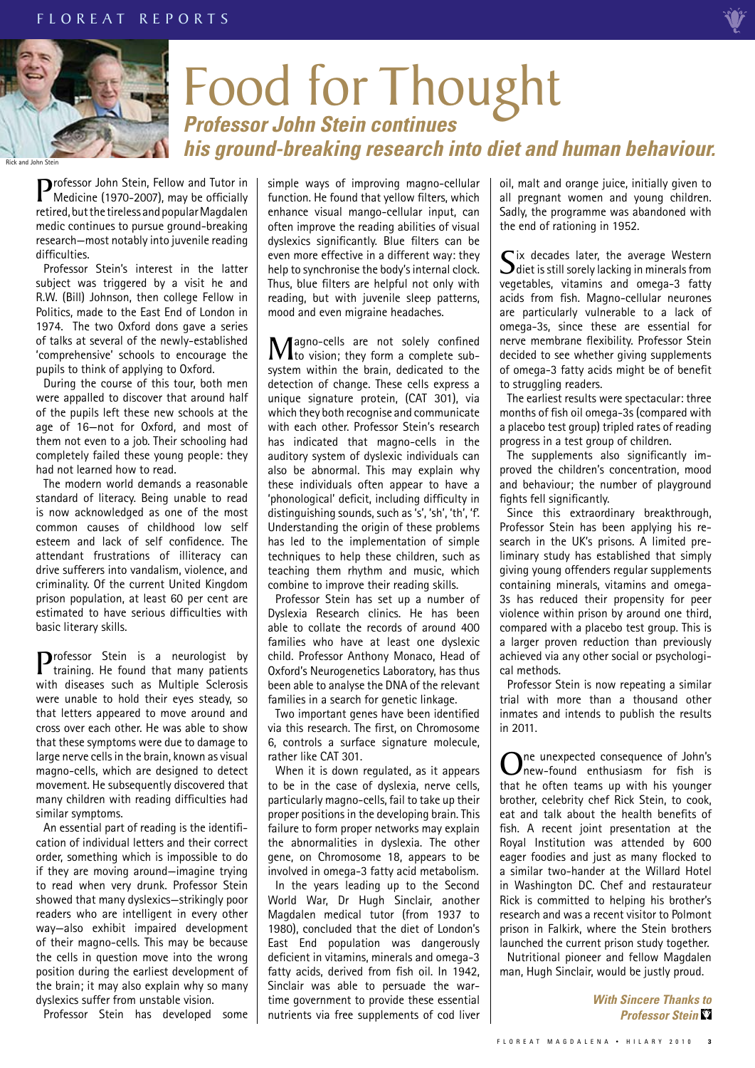# Food for Thought

## *Professor John Stein continues his ground-breaking research into diet and human behaviour.*

Rick and John Stein

Professor John Stein, Fellow and Tutor in Medicine (1970-2007), may be officially retired, but the tireless and popular Magdalen medic continues to pursue ground-breaking research—most notably into juvenile reading difficulties.

Professor Stein's interest in the latter subject was triggered by a visit he and R.W. (Bill) Johnson, then college Fellow in Politics, made to the East End of London in 1974. The two Oxford dons gave a series of talks at several of the newly-established 'comprehensive' schools to encourage the pupils to think of applying to Oxford.

During the course of this tour, both men were appalled to discover that around half of the pupils left these new schools at the age of 16—not for Oxford, and most of them not even to a job. Their schooling had completely failed these young people: they had not learned how to read.

The modern world demands a reasonable standard of literacy. Being unable to read is now acknowledged as one of the most common causes of childhood low self esteem and lack of self confidence. The attendant frustrations of illiteracy can drive sufferers into vandalism, violence, and criminality. Of the current United Kingdom prison population, at least 60 per cent are estimated to have serious difficulties with basic literary skills.

Professor Stein is a neurologist by training. He found that many patients with diseases such as Multiple Sclerosis were unable to hold their eyes steady, so that letters appeared to move around and cross over each other. He was able to show that these symptoms were due to damage to large nerve cells in the brain, known as visual magno-cells, which are designed to detect movement. He subsequently discovered that many children with reading difficulties had similar symptoms.

An essential part of reading is the identification of individual letters and their correct order, something which is impossible to do if they are moving around—imagine trying to read when very drunk. Professor Stein showed that many dyslexics—strikingly poor readers who are intelligent in every other way—also exhibit impaired development of their magno-cells. This may be because the cells in question move into the wrong position during the earliest development of the brain; it may also explain why so many dyslexics suffer from unstable vision.

Professor Stein has developed some simple ways of improving magno-cellular function. He found that yellow filters, which enhance visual mango-cellular input, can often improve the reading abilities of visual dyslexics significantly. Blue filters can be even more effective in a different way: they help to synchronise the body's internal clock. Thus, blue filters are helpful not only with reading, but with juvenile sleep patterns, mood and even migraine headaches.

Magno-cells are not solely confined to vision; they form a complete subsystem within the brain, dedicated to the detection of change. These cells express a unique signature protein, (CAT 301), via which they both recognise and communicate with each other. Professor Stein's research has indicated that magno-cells in the auditory system of dyslexic individuals can also be abnormal. This may explain why these individuals often appear to have a 'phonological' deficit, including difficulty in distinguishing sounds, such as 's', 'sh', 'th', 'f'. Understanding the origin of these problems has led to the implementation of simple techniques to help these children, such as teaching them rhythm and music, which combine to improve their reading skills.

Professor Stein has set up a number of Dyslexia Research clinics. He has been able to collate the records of around 400 families who have at least one dyslexic child. Professor Anthony Monaco, Head of Oxford's Neurogenetics Laboratory, has thus been able to analyse the DNA of the relevant families in a search for genetic linkage.

Two important genes have been identified via this research. The first, on Chromosome 6, controls a surface signature molecule, rather like CAT 301.

When it is down regulated, as it appears to be in the case of dyslexia, nerve cells, particularly magno-cells, fail to take up their proper positions in the developing brain. This failure to form proper networks may explain the abnormalities in dyslexia. The other gene, on Chromosome 18, appears to be involved in omega-3 fatty acid metabolism.

In the years leading up to the Second World War, Dr Hugh Sinclair, another Magdalen medical tutor (from 1937 to 1980), concluded that the diet of London's East End population was dangerously deficient in vitamins, minerals and omega-3 fatty acids, derived from fish oil. In 1942, Sinclair was able to persuade the wartime government to provide these essential nutrients via free supplements of cod liver oil, malt and orange juice, initially given to all pregnant women and young children. Sadly, the programme was abandoned with the end of rationing in 1952.

Six decades later, the average Western diet is still sorely lacking in minerals from vegetables, vitamins and omega-3 fatty acids from fish. Magno-cellular neurones are particularly vulnerable to a lack of omega-3s, since these are essential for nerve membrane flexibility. Professor Stein decided to see whether giving supplements of omega-3 fatty acids might be of benefit to struggling readers.

The earliest results were spectacular: three months of fish oil omega-3s (compared with a placebo test group) tripled rates of reading progress in a test group of children.

The supplements also significantly improved the children's concentration, mood and behaviour; the number of playground fights fell significantly.

Since this extraordinary breakthrough, Professor Stein has been applying his research in the UK's prisons. A limited preliminary study has established that simply giving young offenders regular supplements containing minerals, vitamins and omega-3s has reduced their propensity for peer violence within prison by around one third, compared with a placebo test group. This is a larger proven reduction than previously achieved via any other social or psychological methods.

Professor Stein is now repeating a similar trial with more than a thousand other inmates and intends to publish the results in 2011.

One unexpected consequence of John's new-found enthusiasm for fish is that he often teams up with his younger brother, celebrity chef Rick Stein, to cook, eat and talk about the health benefits of fish. A recent joint presentation at the Royal Institution was attended by 600 eager foodies and just as many flocked to a similar two-hander at the Willard Hotel in Washington DC. Chef and restaurateur Rick is committed to helping his brother's research and was a recent visitor to Polmont prison in Falkirk, where the Stein brothers launched the current prison study together.

Nutritional pioneer and fellow Magdalen man, Hugh Sinclair, would be justly proud.

***With Sincere Thanks to Professor Stein***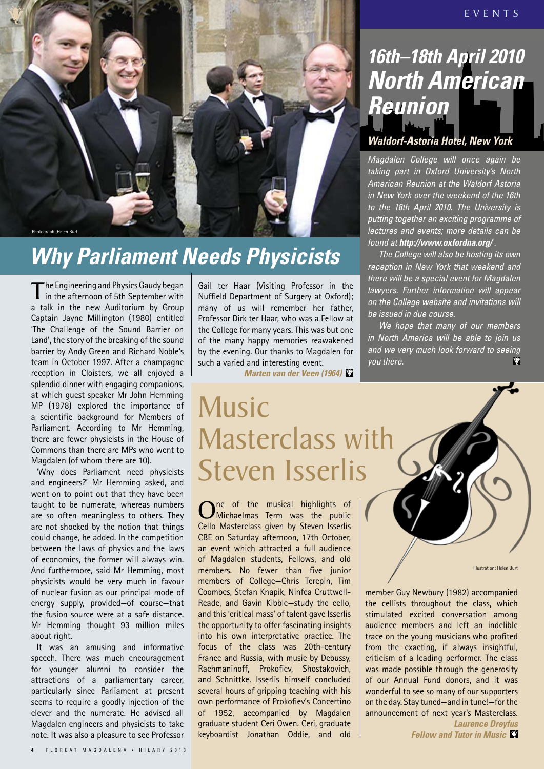Photograph: Helen Burt

## Why Parliament Needs Physicists

The Engineering and Physics Gaudy began in the afternoon of 5th September with a talk in the new Auditorium by Group Captain Jayne Millington (1980) entitled 'The Challenge of the Sound Barrier on Land', the story of the breaking of the sound barrier by Andy Green and Richard Noble's team in October 1997. After a champagne reception in Cloisters, we all enjoyed a splendid dinner with engaging companions, at which guest speaker Mr John Hemming MP (1978) explored the importance of a scientific background for Members of Parliament. According to Mr Hemming, there are fewer physicists in the House of Commons than there are MPs who went to Magdalen (of whom there are 10).

'Why does Parliament need physicists and engineers?' Mr Hemming asked, and went on to point out that they have been taught to be numerate, whereas numbers are so often meaningless to others. They are not shocked by the notion that things could change, he added. In the competition between the laws of physics and the laws of economics, the former will always win. And furthermore, said Mr Hemming, most physicists would be very much in favour of nuclear fusion as our principal mode of energy supply, provided—of course—that the fusion source were at a safe distance. Mr Hemming thought 93 million miles about right.

It was an amusing and informative speech. There was much encouragement for younger alumni to consider the attractions of a parliamentary career, particularly since Parliament at present seems to require a goodly injection of the clever and the numerate. He advised all Magdalen engineers and physicists to take note. It was also a pleasure to see Professor Gail ter Haar (Visiting Professor in the Nuffield Department of Surgery at Oxford); many of us will remember her father, Professor Dirk ter Haar, who was a Fellow at the College for many years. This was but one of the many happy memories reawakened by the evening. Our thanks to Magdalen for such a varied and interesting event.

***Marten van der Veen (1964)***

## 16th–18th April 2010 North American Reunion

### *Waldorf-Astoria Hotel, New York*

*Magdalen College will once again be taking part in Oxford University's North American Reunion at the Waldorf Astoria in New York over the weekend of the 16th to the 18th April 2010. The University is putting together an exciting programme of lectures and events; more details can be found at* ***http://www.oxfordna.org/*** *.*

*The College will also be hosting its own reception in New York that weekend and there will be a special event for Magdalen lawyers. Further information will appear on the College website and invitations will be issued in due course.*

*We hope that many of our members in North America will be able to join us and we very much look forward to seeing you there.*

## Music Masterclass with Steven Isserlis

One of the musical highlights of Michaelmas Term was the public Cello Masterclass given by Steven Isserlis CBE on Saturday afternoon, 17th October, an event which attracted a full audience of Magdalen students, Fellows, and old members. No fewer than five junior members of College—Chris Terepin, Tim Coombes, Stefan Knapik, Ninfea Cruttwell-Reade, and Gavin Kibble—study the cello, and this 'critical mass' of talent gave Isserlis the opportunity to offer fascinating insights into his own interpretative practice. The focus of the class was 20th-century France and Russia, with music by Debussy, Rachmaninoff, Prokofiev, Shostakovich, and Schnittke. Isserlis himself concluded several hours of gripping teaching with his own performance of Prokofiev's Concertino of 1952, accompanied by Magdalen graduate student Ceri Owen. Ceri, graduate keyboardist Jonathan Oddie, and old member Guy Newbury (1982) accompanied the cellists throughout the class, which stimulated excited conversation among audience members and left an indelible trace on the young musicians who profited from the exacting, if always insightful, criticism of a leading performer. The class was made possible through the generosity of our Annual Fund donors, and it was wonderful to see so many of our supporters on the day. Stay tuned—and in tune!—for the announcement of next year's Masterclass.

Illustration: Helen Burt

***Laurence Dreyfus***
***Fellow and Tutor in Music***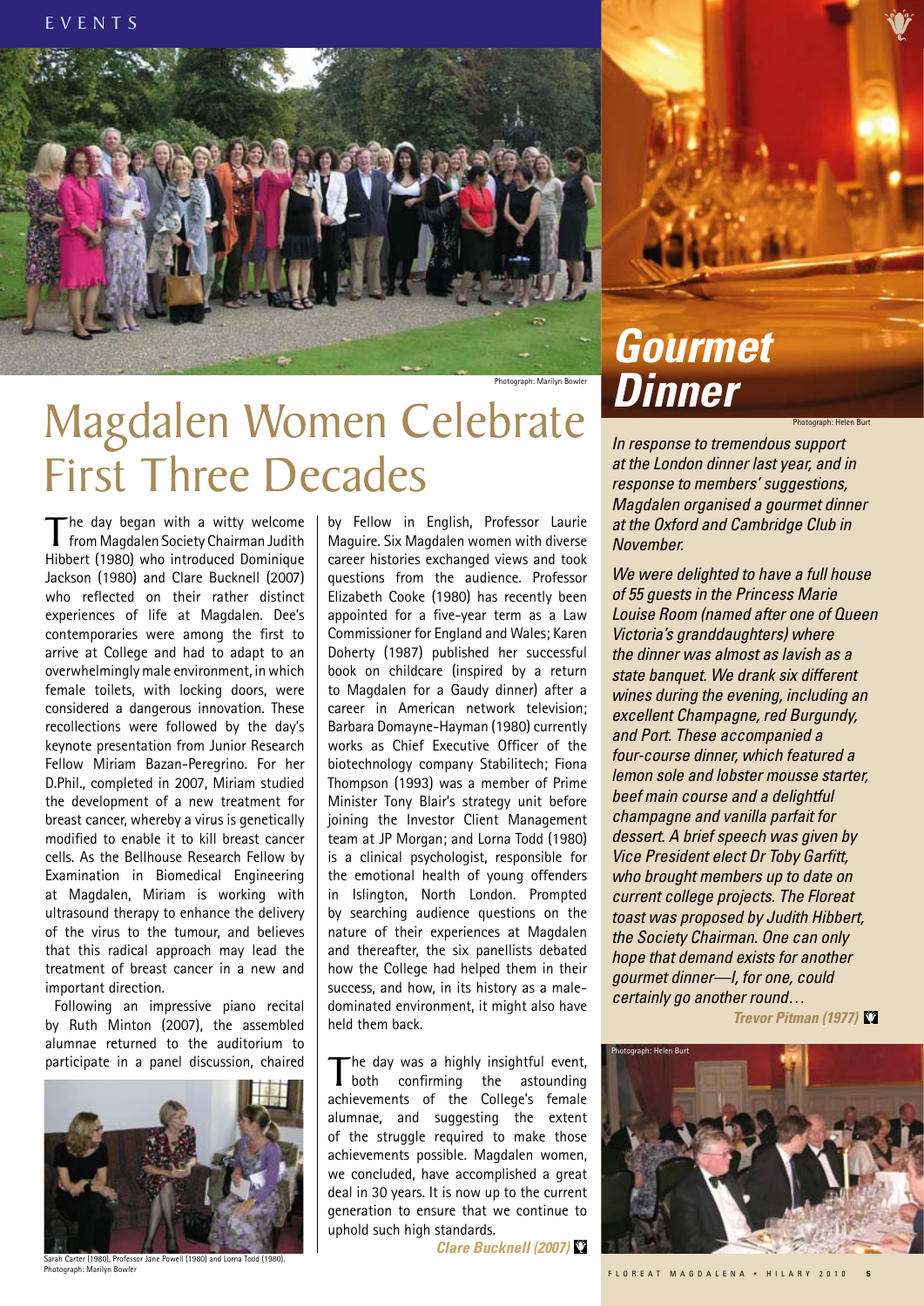Photograph: Marilyn Bowler

# Magdalen Women Celebrate First Three Decades

The day began with a witty welcome from Magdalen Society Chairman Judith Hibbert (1980) who introduced Dominique Jackson (1980) and Clare Bucknell (2007) who reflected on their rather distinct experiences of life at Magdalen. Dee's contemporaries were among the first to arrive at College and had to adapt to an overwhelmingly male environment, in which female toilets, with locking doors, were considered a dangerous innovation. These recollections were followed by the day's keynote presentation from Junior Research Fellow Miriam Bazan-Peregrino. For her D.Phil., completed in 2007, Miriam studied the development of a new treatment for breast cancer, whereby a virus is genetically modified to enable it to kill breast cancer cells. As the Bellhouse Research Fellow by Examination in Biomedical Engineering at Magdalen, Miriam is working with ultrasound therapy to enhance the delivery of the virus to the tumour, and believes that this radical approach may lead the treatment of breast cancer in a new and important direction.

Following an impressive piano recital by Ruth Minton (2007), the assembled alumnae returned to the auditorium to participate in a panel discussion, chaired by Fellow in English, Professor Laurie Maguire. Six Magdalen women with diverse career histories exchanged views and took questions from the audience. Professor Elizabeth Cooke (1980) has recently been appointed for a five-year term as a Law Commissioner for England and Wales; Karen Doherty (1987) published her successful book on childcare (inspired by a return to Magdalen for a Gaudy dinner) after a career in American network television; Barbara Domayne-Hayman (1980) currently works as Chief Executive Officer of the biotechnology company Stabilitech; Fiona Thompson (1993) was a member of Prime Minister Tony Blair's strategy unit before joining the Investor Client Management team at JP Morgan; and Lorna Todd (1980) is a clinical psychologist, responsible for the emotional health of young offenders in Islington, North London. Prompted by searching audience questions on the nature of their experiences at Magdalen and thereafter, the six panellists debated how the College had helped them in their success, and how, in its history as a male-dominated environment, it might also have held them back.

The day was a highly insightful event, both confirming the astounding achievements of the College's female alumnae, and suggesting the extent of the struggle required to make those achievements possible. Magdalen women, we concluded, have accomplished a great deal in 30 years. It is now up to the current generation to ensure that we continue to uphold such high standards.

***Clare Bucknell (2007)***

Sarah Carter (1980), Professor Jane Powell (1980) and Lorna Todd (1980). Photograph: Marilyn Bowler

# *Gourmet Dinner*

Photograph: Helen Burt

*In response to tremendous support at the London dinner last year, and in response to members' suggestions, Magdalen organised a gourmet dinner at the Oxford and Cambridge Club in November.*

*We were delighted to have a full house of 55 guests in the Princess Marie Louise Room (named after one of Queen Victoria's granddaughters) where the dinner was almost as lavish as a state banquet. We drank six different wines during the evening, including an excellent Champagne, red Burgundy, and Port. These accompanied a four-course dinner, which featured a lemon sole and lobster mousse starter, beef main course and a delightful champagne and vanilla parfait for dessert. A brief speech was given by Vice President elect Dr Toby Garfitt, who brought members up to date on current college projects. The Floreat toast was proposed by Judith Hibbert, the Society Chairman. One can only hope that demand exists for another gourmet dinner—I, for one, could certainly go another round…*

***Trevor Pitman (1977)***

Photograph: Helen Burt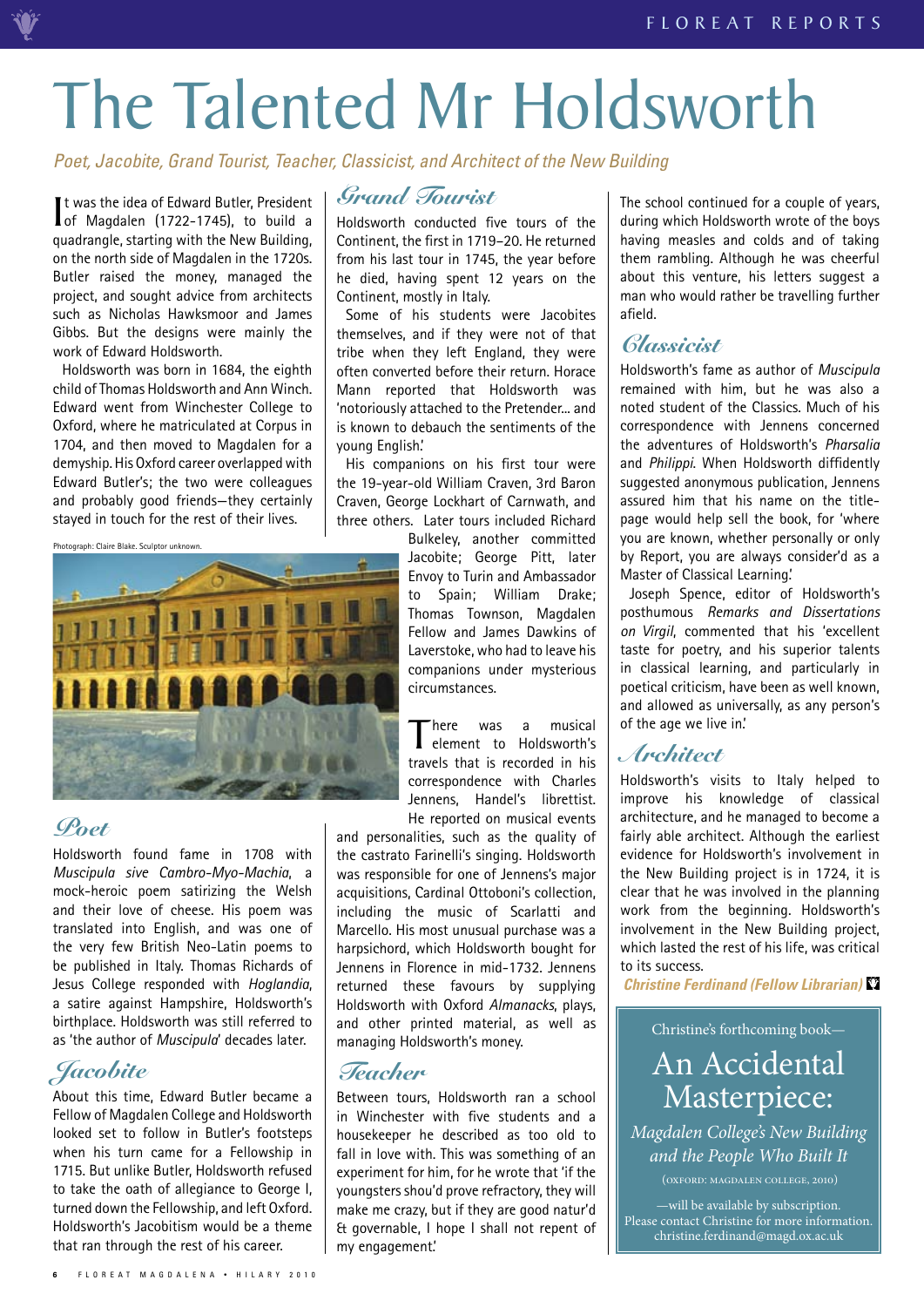# The Talented Mr Holdsworth

*Poet, Jacobite, Grand Tourist, Teacher, Classicist, and Architect of the New Building*

It was the idea of Edward Butler, President of Magdalen (1722-1745), to build a quadrangle, starting with the New Building, on the north side of Magdalen in the 1720s. Butler raised the money, managed the project, and sought advice from architects such as Nicholas Hawksmoor and James Gibbs. But the designs were mainly the work of Edward Holdsworth.

Holdsworth was born in 1684, the eighth child of Thomas Holdsworth and Ann Winch. Edward went from Winchester College to Oxford, where he matriculated at Corpus in 1704, and then moved to Magdalen for a demyship. His Oxford career overlapped with Edward Butler's; the two were colleagues and probably good friends—they certainly stayed in touch for the rest of their lives.

Photograph: Claire Blake. Sculptor unknown.

## Poet

Holdsworth found fame in 1708 with *Muscipula sive Cambro-Myo-Machia*, a mock-heroic poem satirizing the Welsh and their love of cheese. His poem was translated into English, and was one of the very few British Neo-Latin poems to be published in Italy. Thomas Richards of Jesus College responded with *Hoglandia*, a satire against Hampshire, Holdsworth's birthplace. Holdsworth was still referred to as 'the author of *Muscipula*' decades later.

## Jacobite

About this time, Edward Butler became a Fellow of Magdalen College and Holdsworth looked set to follow in Butler's footsteps when his turn came for a Fellowship in 1715. But unlike Butler, Holdsworth refused to take the oath of allegiance to George I, turned down the Fellowship, and left Oxford. Holdsworth's Jacobitism would be a theme that ran through the rest of his career.

## Grand Tourist

Holdsworth conducted five tours of the Continent, the first in 1719–20. He returned from his last tour in 1745, the year before he died, having spent 12 years on the Continent, mostly in Italy.

Some of his students were Jacobites themselves, and if they were not of that tribe when they left England, they were often converted before their return. Horace Mann reported that Holdsworth was 'notoriously attached to the Pretender... and is known to debauch the sentiments of the young English.'

His companions on his first tour were the 19-year-old William Craven, 3rd Baron Craven, George Lockhart of Carnwath, and three others. Later tours included Richard Bulkeley, another committed Jacobite; George Pitt, later Envoy to Turin and Ambassador to Spain; William Drake; Thomas Townson, Magdalen Fellow and James Dawkins of Laverstoke, who had to leave his companions under mysterious circumstances.

There was a musical element to Holdsworth's travels that is recorded in his correspondence with Charles Jennens, Handel's librettist. He reported on musical events and personalities, such as the quality of the castrato Farinelli's singing. Holdsworth was responsible for one of Jennens's major acquisitions, Cardinal Ottoboni's collection, including the music of Scarlatti and Marcello. His most unusual purchase was a harpsichord, which Holdsworth bought for Jennens in Florence in mid-1732. Jennens returned these favours by supplying Holdsworth with Oxford *Almanacks*, plays, and other printed material, as well as managing Holdsworth's money.

## Teacher

Between tours, Holdsworth ran a school in Winchester with five students and a housekeeper he described as too old to fall in love with. This was something of an experiment for him, for he wrote that 'if the youngsters shou'd prove refractory, they will make me crazy, but if they are good natur'd & governable, I hope I shall not repent of my engagement.'

The school continued for a couple of years, during which Holdsworth wrote of the boys having measles and colds and of taking them rambling. Although he was cheerful about this venture, his letters suggest a man who would rather be travelling further afield.

## Classicist

Holdsworth's fame as author of *Muscipula* remained with him, but he was also a noted student of the Classics. Much of his correspondence with Jennens concerned the adventures of Holdsworth's *Pharsalia* and *Philippi*. When Holdsworth diffidently suggested anonymous publication, Jennens assured him that his name on the title-page would help sell the book, for 'where you are known, whether personally or only by Report, you are always consider'd as a Master of Classical Learning.'

Joseph Spence, editor of Holdsworth's posthumous *Remarks and Dissertations on Virgil*, commented that his 'excellent taste for poetry, and his superior talents in classical learning, and particularly in poetical criticism, have been as well known, and allowed as universally, as any person's of the age we live in.'

## Architect

Holdsworth's visits to Italy helped to improve his knowledge of classical architecture, and he managed to become a fairly able architect. Although the earliest evidence for Holdsworth's involvement in the New Building project is in 1724, it is clear that he was involved in the planning work from the beginning. Holdsworth's involvement in the New Building project, which lasted the rest of his life, was critical to its success.

**Christine Ferdinand (Fellow Librarian)**

---

Christine's forthcoming book—

**An Accidental Masterpiece:**

*Magdalen College's New Building and the People Who Built It*

(Oxford: Magdalen College, 2010)

—will be available by subscription.
Please contact Christine for more information.
christine.ferdinand@magd.ox.ac.uk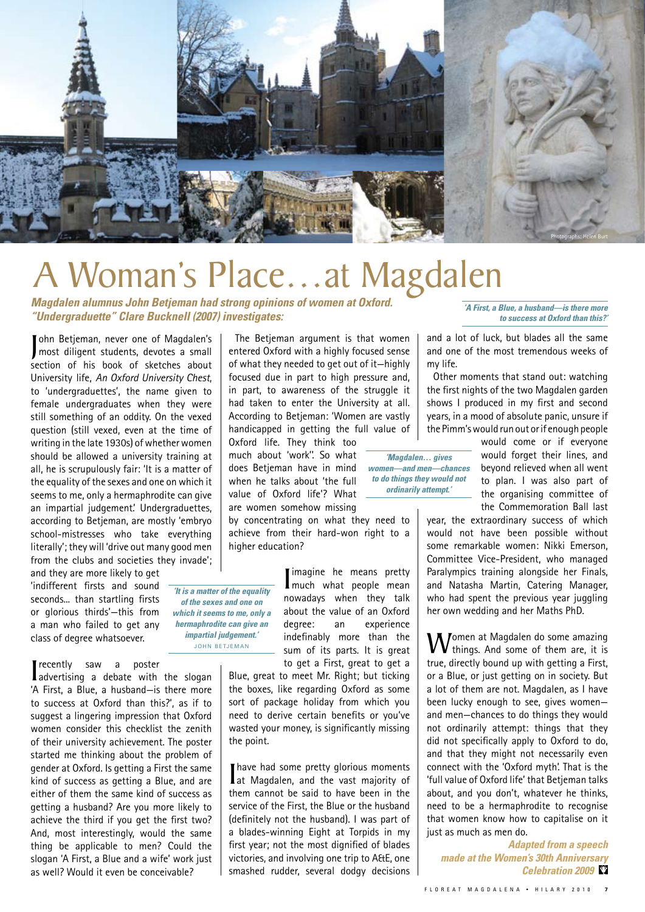Photographs: Helen Burt

# A Woman's Place…at Magdalen

***Magdalen alumnus John Betjeman had strong opinions of women at Oxford. "Undergraduette" Clare Bucknell (2007) investigates:***

John Betjeman, never one of Magdalen's most diligent students, devotes a small section of his book of sketches about University life, *An Oxford University Chest*, to 'undergraduettes', the name given to female undergraduates when they were still something of an oddity. On the vexed question (still vexed, even at the time of writing in the late 1930s) of whether women should be allowed a university training at all, he is scrupulously fair: 'It is a matter of the equality of the sexes and one on which it seems to me, only a hermaphrodite can give an impartial judgement.' Undergraduettes, according to Betjeman, are mostly 'embryo school-mistresses who take everything literally'; they will 'drive out many good men from the clubs and societies they invade'; and they are more likely to get 'indifferent firsts and sound seconds... than startling firsts or glorious thirds'—this from a man who failed to get any class of degree whatsoever.

> *'It is a matter of the equality of the sexes and one on which it seems to me, only a hermaphrodite can give an impartial judgement.'*
> JOHN BETJEMAN

I recently saw a poster advertising a debate with the slogan 'A First, a Blue, a husband—is there more to success at Oxford than this?', as if to suggest a lingering impression that Oxford women consider this checklist the zenith of their university achievement. The poster started me thinking about the problem of gender at Oxford. Is getting a First the same kind of success as getting a Blue, and are either of them the same kind of success as getting a husband? Are you more likely to achieve the third if you get the first two? And, most interestingly, would the same thing be applicable to men? Could the slogan 'A First, a Blue and a wife' work just as well? Would it even be conceivable?

The Betjeman argument is that women entered Oxford with a highly focused sense of what they needed to get out of it—highly focused due in part to high pressure and, in part, to awareness of the struggle it had taken to enter the University at all. According to Betjeman: 'Women are vastly handicapped in getting the full value of Oxford life. They think too much about 'work''. So what does Betjeman have in mind when he talks about 'the full value of Oxford life'? What are women somehow missing by concentrating on what they need to achieve from their hard-won right to a higher education?

> *'Magdalen… gives women—and men—chances to do things they would not ordinarily attempt.'*

I imagine he means pretty much what people mean nowadays when they talk about the value of an Oxford degree: an experience indefinably more than the sum of its parts. It is great to get a First, great to get a Blue, great to meet Mr. Right; but ticking the boxes, like regarding Oxford as some sort of package holiday from which you need to derive certain benefits or you've wasted your money, is significantly missing the point.

I have had some pretty glorious moments at Magdalen, and the vast majority of them cannot be said to have been in the service of the First, the Blue or the husband (definitely not the husband). I was part of a blades-winning Eight at Torpids in my first year; not the most dignified of blades victories, and involving one trip to A&E, one smashed rudder, several dodgy decisions and a lot of luck, but blades all the same and one of the most tremendous weeks of my life.

> *'A First, a Blue, a husband—is there more to success at Oxford than this?'*

Other moments that stand out: watching the first nights of the two Magdalen garden shows I produced in my first and second years, in a mood of absolute panic, unsure if the Pimm's would run out or if enough people would come or if everyone would forget their lines, and beyond relieved when all went to plan. I was also part of the organising committee of the Commemoration Ball last year, the extraordinary success of which would not have been possible without some remarkable women: Nikki Emerson, Committee Vice-President, who managed Paralympics training alongside her Finals, and Natasha Martin, Catering Manager, who had spent the previous year juggling her own wedding and her Maths PhD.

Women at Magdalen do some amazing things. And some of them are, it is true, directly bound up with getting a First, or a Blue, or just getting on in society. But a lot of them are not. Magdalen, as I have been lucky enough to see, gives women—and men—chances to do things they would not ordinarily attempt: things that they did not specifically apply to Oxford to do, and that they might not necessarily even connect with the 'Oxford myth'. That is the 'full value of Oxford life' that Betjeman talks about, and you don't, whatever he thinks, need to be a hermaphrodite to recognise that women know how to capitalise on it just as much as men do.

***Adapted from a speech made at the Women's 30th Anniversary Celebration 2009***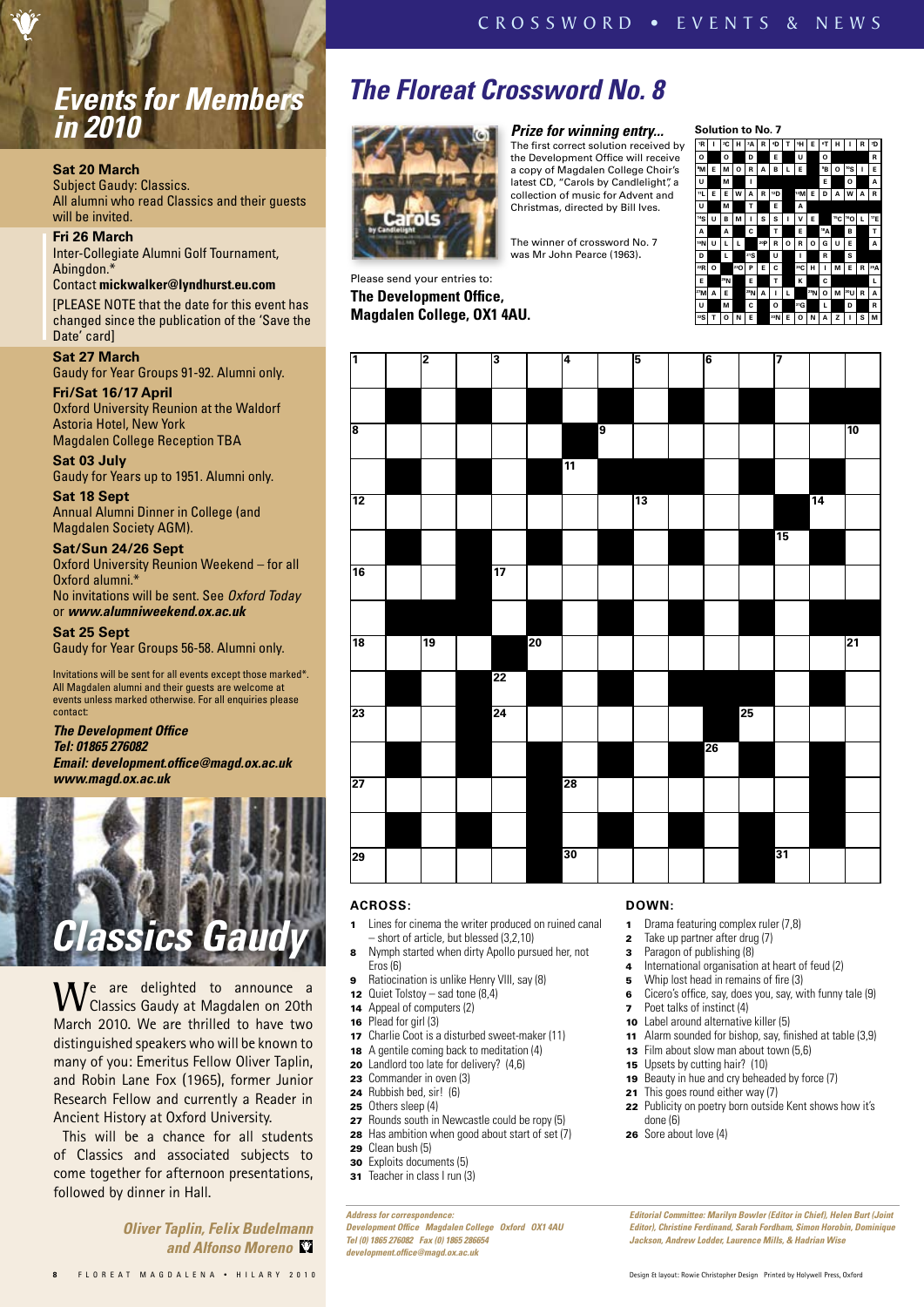## Events for Members in 2010

**Sat 20 March**
Subject Gaudy: Classics.
All alumni who read Classics and their guests will be invited.

**Fri 26 March**
Inter-Collegiate Alumni Golf Tournament, Abingdon.*
Contact **mickwalker@lyndhurst.eu.com**
[PLEASE NOTE that the date for this event has changed since the publication of the 'Save the Date' card]

**Sat 27 March**
Gaudy for Year Groups 91-92. Alumni only.

**Fri/Sat 16/17 April**
Oxford University Reunion at the Waldorf Astoria Hotel, New York
Magdalen College Reception TBA

**Sat 03 July**
Gaudy for Years up to 1951. Alumni only.

**Sat 18 Sept**
Annual Alumni Dinner in College (and Magdalen Society AGM).

**Sat/Sun 24/26 Sept**
Oxford University Reunion Weekend – for all Oxford alumni.*
No invitations will be sent. See *Oxford Today* or ***www.alumniweekend.ox.ac.uk***

**Sat 25 Sept**
Gaudy for Year Groups 56-58. Alumni only.

Invitations will be sent for all events except those marked*. All Magdalen alumni and their guests are welcome at events unless marked otherwise. For all enquiries please contact:

***The Development Office***
***Tel: 01865 276082***
***Email: development.office@magd.ox.ac.uk***
***www.magd.ox.ac.uk***

## Classics Gaudy

We are delighted to announce a Classics Gaudy at Magdalen on 20th March 2010. We are thrilled to have two distinguished speakers who will be known to many of you: Emeritus Fellow Oliver Taplin, and Robin Lane Fox (1965), former Junior Research Fellow and currently a Reader in Ancient History at Oxford University.

This will be a chance for all students of Classics and associated subjects to come together for afternoon presentations, followed by dinner in Hall.

***Oliver Taplin, Felix Budelmann and Alfonso Moreno***

## The Floreat Crossword No. 8

### *Prize for winning entry...*

The first correct solution received by the Development Office will receive a copy of Magdalen College Choir's latest CD, "Carols by Candlelight", a collection of music for Advent and Christmas, directed by Bill Ives.

The winner of crossword No. 7 was Mr John Pearce (1963).

Please send your entries to:
**The Development Office, Magdalen College, OX1 4AU.**

**Solution to No. 7**

### ACROSS:

- **1** Lines for cinema the writer produced on ruined canal – short of article, but blessed (3,2,10)
- **8** Nymph started when dirty Apollo pursued her, not Eros (6)
- **9** Ratiocination is unlike Henry VIII, say (8)
- **12** Quiet Tolstoy – sad tone (8,4)
- **14** Appeal of computers (2)
- **16** Plead for girl (3)
- **17** Charlie Coot is a disturbed sweet-maker (11)
- **18** A gentile coming back to meditation (4)
- **20** Landlord too late for delivery? (4,6)
- **23** Commander in oven (3)
- **24** Rubbish bed, sir! (6)
- **25** Others sleep (4)
- **27** Rounds south in Newcastle could be ropy (5)
- **28** Has ambition when good about start of set (7)
- **29** Clean bush (5)
- **30** Exploits documents (5)
- **31** Teacher in class I run (3)

### DOWN:

- **1** Drama featuring complex ruler (7,8)
- **2** Take up partner after drug (7)
- **3** Paragon of publishing (8)
- **4** International organisation at heart of feud (2)
- **5** Whip lost head in remains of fire (3)
- **6** Cicero's office, say, does you, say, with funny tale (9)
- **7** Poet talks of instinct (4)
- **10** Label around alternative killer (5)
- **11** Alarm sounded for bishop, say, finished at table (3,9)
- **13** Film about slow man about town (5,6)
- **15** Upsets by cutting hair? (10)
- **19** Beauty in hue and cry beheaded by force (7)
- **21** This goes round either way (7)
- **22** Publicity on poetry born outside Kent shows how it's done (6)
- **26** Sore about love (4)

*Address for correspondence:*
*Development Office Magdalen College Oxford OX1 4AU*
*Tel (0) 1865 276082 Fax (0) 1865 286654*
*development.office@magd.ox.ac.uk*

*Editorial Committee: Marilyn Bowler (Editor in Chief), Helen Burt (Joint Editor), Christine Ferdinand, Sarah Fordham, Simon Horobin, Dominique Jackson, Andrew Lodder, Laurence Mills, & Hadrian Wise*

Design & layout: Rowie Christopher Design Printed by Holywell Press, Oxford